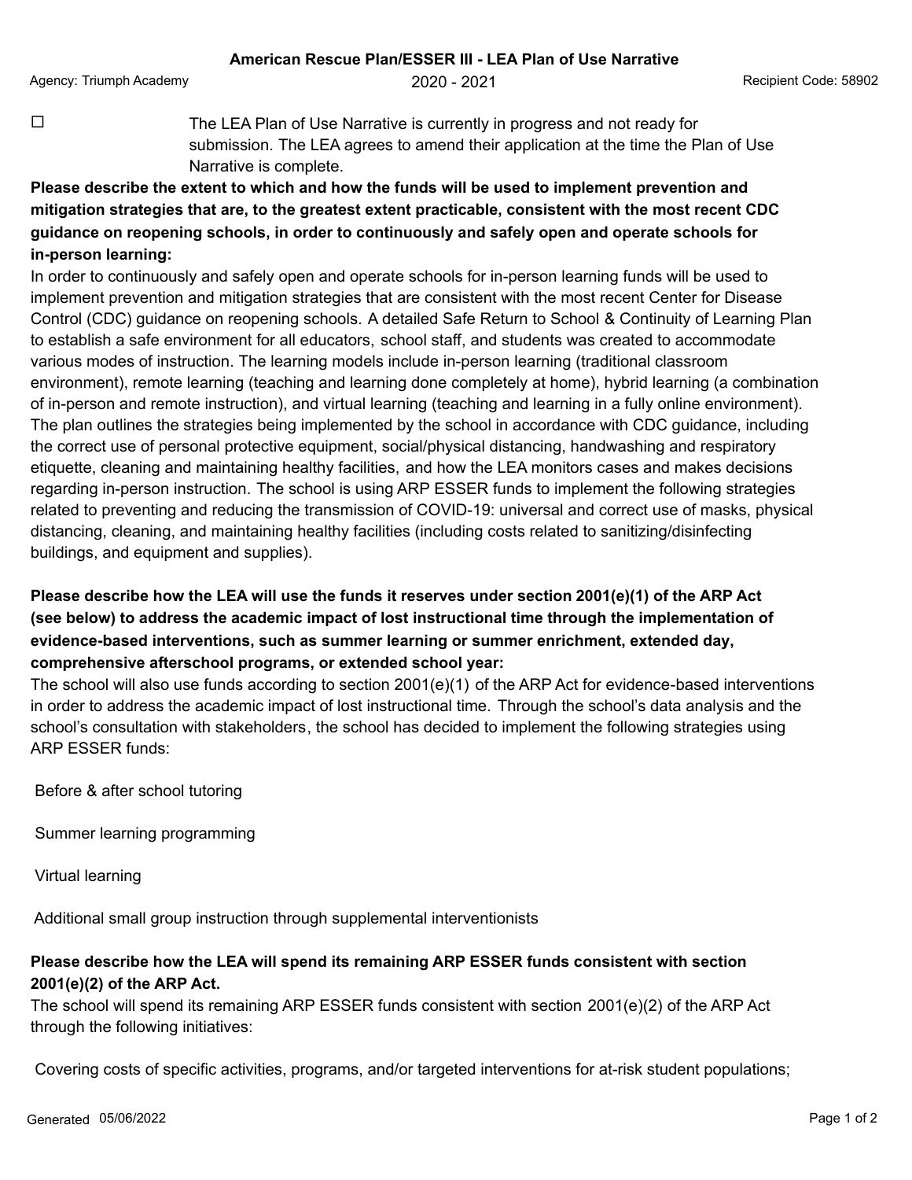# American Rescue Plan/ESSER III - LEA Plan of Use Narrative

Agency: Triumph Academy

2020 - 2021

Recipient Code: 58902

☐ The LEA Plan of Use Narrative is currently in progress and not ready for submission. The LEA agrees to amend their application at the time the Plan of Use Narrative is complete.

**Please describe the extent to which and how the funds will be used to implement prevention and mitigation strategies that are, to the greatest extent practicable, consistent with the most recent CDC guidance on reopening schools, in order to continuously and safely open and operate schools for in-person learning:**

In order to continuously and safely open and operate schools for in-person learning funds will be used to implement prevention and mitigation strategies that are consistent with the most recent Center for Disease Control (CDC) guidance on reopening schools. A detailed Safe Return to School & Continuity of Learning Plan to establish a safe environment for all educators, school staff, and students was created to accommodate various modes of instruction. The learning models include in-person learning (traditional classroom environment), remote learning (teaching and learning done completely at home), hybrid learning (a combination of in-person and remote instruction), and virtual learning (teaching and learning in a fully online environment). The plan outlines the strategies being implemented by the school in accordance with CDC guidance, including the correct use of personal protective equipment, social/physical distancing, handwashing and respiratory etiquette, cleaning and maintaining healthy facilities, and how the LEA monitors cases and makes decisions regarding in-person instruction. The school is using ARP ESSER funds to implement the following strategies related to preventing and reducing the transmission of COVID-19: universal and correct use of masks, physical distancing, cleaning, and maintaining healthy facilities (including costs related to sanitizing/disinfecting buildings, and equipment and supplies).

**Please describe how the LEA will use the funds it reserves under section 2001(e)(1) of the ARP Act (see below) to address the academic impact of lost instructional time through the implementation of evidence-based interventions, such as summer learning or summer enrichment, extended day, comprehensive afterschool programs, or extended school year:**

The school will also use funds according to section 2001(e)(1) of the ARP Act for evidence-based interventions in order to address the academic impact of lost instructional time. Through the school's data analysis and the school's consultation with stakeholders, the school has decided to implement the following strategies using ARP ESSER funds:

Before & after school tutoring

Summer learning programming

Virtual learning

Additional small group instruction through supplemental interventionists

**Please describe how the LEA will spend its remaining ARP ESSER funds consistent with section 2001(e)(2) of the ARP Act.**

The school will spend its remaining ARP ESSER funds consistent with section 2001(e)(2) of the ARP Act through the following initiatives:

Covering costs of specific activities, programs, and/or targeted interventions for at-risk student populations;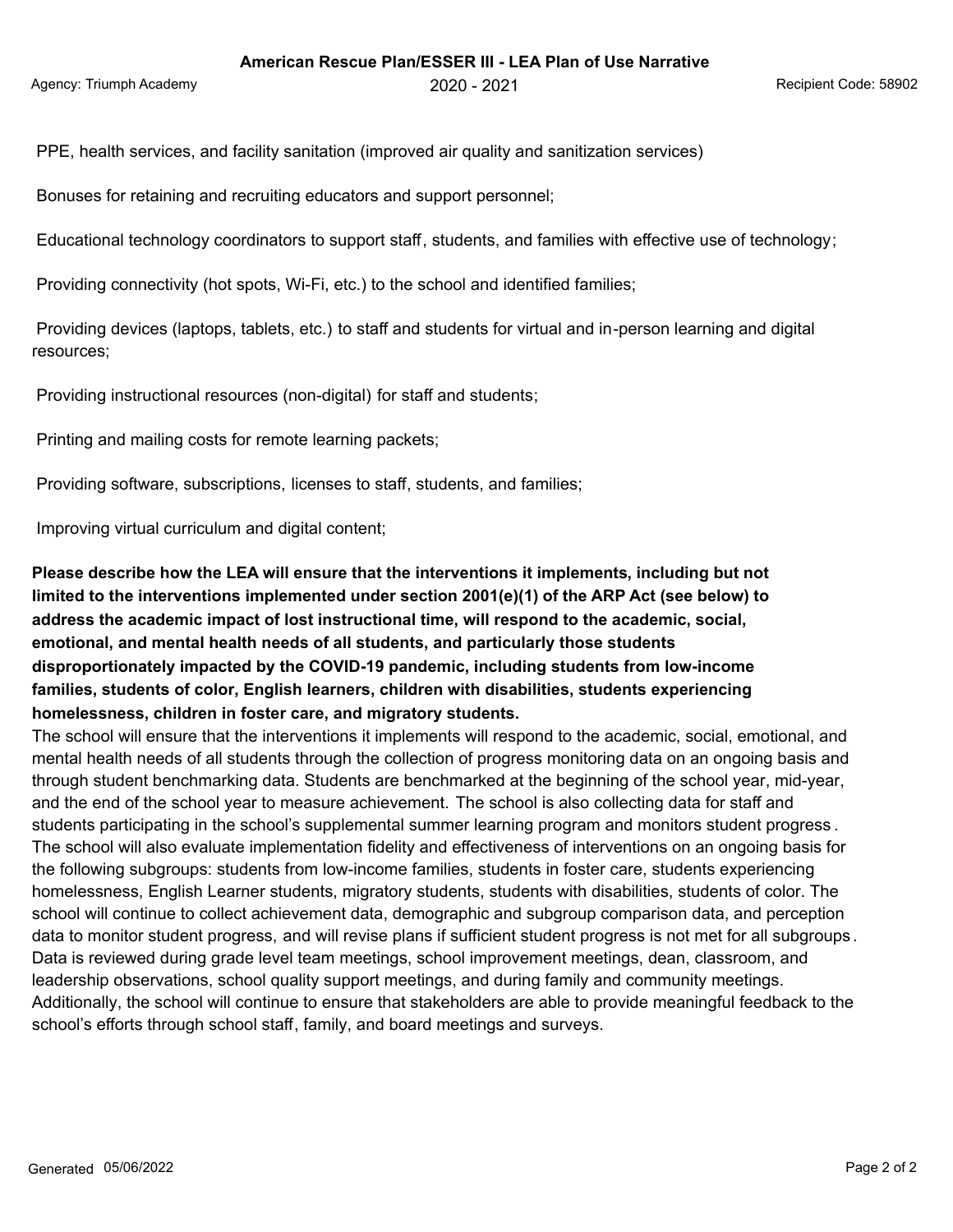PPE, health services, and facility sanitation (improved air quality and sanitization services)

Bonuses for retaining and recruiting educators and support personnel;

Educational technology coordinators to support staff, students, and families with effective use of technology;

Providing connectivity (hot spots, Wi-Fi, etc.) to the school and identified families;

Providing devices (laptops, tablets, etc.) to staff and students for virtual and in-person learning and digital resources;

Providing instructional resources (non-digital) for staff and students;

Printing and mailing costs for remote learning packets;

Providing software, subscriptions, licenses to staff, students, and families;

Improving virtual curriculum and digital content;

**Please describe how the LEA will ensure that the interventions it implements, including but not limited to the interventions implemented under section 2001(e)(1) of the ARP Act (see below) to address the academic impact of lost instructional time, will respond to the academic, social, emotional, and mental health needs of all students, and particularly those students disproportionately impacted by the COVID-19 pandemic, including students from low-income families, students of color, English learners, children with disabilities, students experiencing homelessness, children in foster care, and migratory students.**

The school will ensure that the interventions it implements will respond to the academic, social, emotional, and mental health needs of all students through the collection of progress monitoring data on an ongoing basis and through student benchmarking data. Students are benchmarked at the beginning of the school year, mid-year, and the end of the school year to measure achievement. The school is also collecting data for staff and students participating in the school's supplemental summer learning program and monitors student progress. The school will also evaluate implementation fidelity and effectiveness of interventions on an ongoing basis for the following subgroups: students from low-income families, students in foster care, students experiencing homelessness, English Learner students, migratory students, students with disabilities, students of color. The school will continue to collect achievement data, demographic and subgroup comparison data, and perception data to monitor student progress, and will revise plans if sufficient student progress is not met for all subgroups. Data is reviewed during grade level team meetings, school improvement meetings, dean, classroom, and leadership observations, school quality support meetings, and during family and community meetings. Additionally, the school will continue to ensure that stakeholders are able to provide meaningful feedback to the school's efforts through school staff, family, and board meetings and surveys.